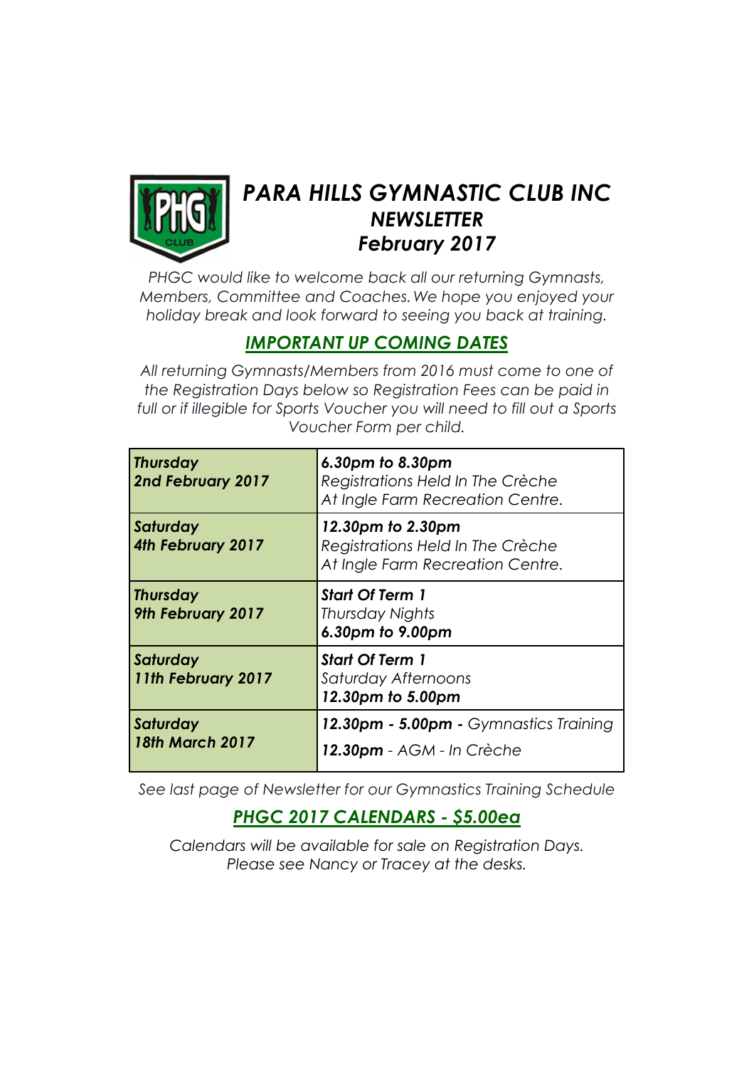# *PARA HILLS GYMNASTIC CLUB INC*

## *NEWSLETTER*

## *February 2017*

*PHGC would like to welcome back all our returning Gymnasts, Members, Committee and Coaches. We hope you enjoyed your holiday break and look forward to seeing you back at training.*

## ***IMPORTANT UP COMING DATES***

*All returning Gymnasts/Members from 2016 must come to one of the Registration Days below so Registration Fees can be paid in full or if illegible for Sports Voucher you will need to fill out a Sports Voucher Form per child.*

| Date | Details |
|---|---|
| ***Thursday 2nd February 2017*** | ***6.30pm to 8.30pm*** *Registrations Held In The Crèche At Ingle Farm Recreation Centre.* |
| ***Saturday 4th February 2017*** | ***12.30pm to 2.30pm*** *Registrations Held In The Crèche At Ingle Farm Recreation Centre.* |
| ***Thursday 9th February 2017*** | ***Start Of Term 1*** *Thursday Nights* ***6.30pm to 9.00pm*** |
| ***Saturday 11th February 2017*** | ***Start Of Term 1*** *Saturday Afternoons* ***12.30pm to 5.00pm*** |
| ***Saturday 18th March 2017*** | ***12.30pm - 5.00pm -*** *Gymnastics Training* ***12.30pm*** *- AGM - In Crèche* |

*See last page of Newsletter for our Gymnastics Training Schedule*

## ***PHGC 2017 CALENDARS - $5.00ea***

*Calendars will be available for sale on Registration Days. Please see Nancy or Tracey at the desks.*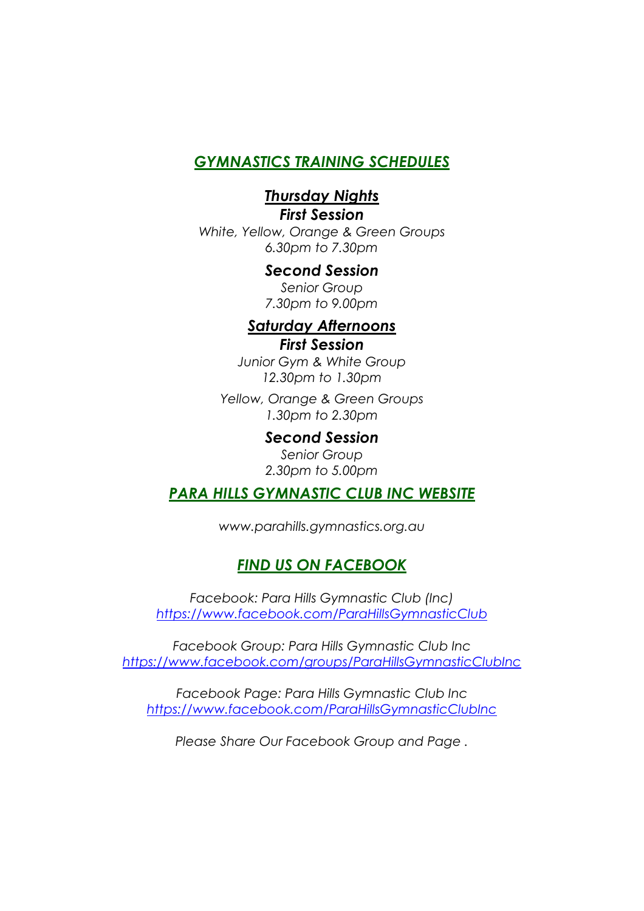## ***GYMNASTICS TRAINING SCHEDULES***

### ***Thursday Nights***

***First Session***

*White, Yellow, Orange & Green Groups*
*6.30pm to 7.30pm*

***Second Session***

*Senior Group*
*7.30pm to 9.00pm*

### ***Saturday Afternoons***

***First Session***

*Junior Gym & White Group*
*12.30pm to 1.30pm*

*Yellow, Orange & Green Groups*
*1.30pm to 2.30pm*

***Second Session***

*Senior Group*
*2.30pm to 5.00pm*

## ***PARA HILLS GYMNASTIC CLUB INC WEBSITE***

*www.parahills.gymnastics.org.au*

## ***FIND US ON FACEBOOK***

*Facebook: Para Hills Gymnastic Club (Inc)*
*https://www.facebook.com/ParaHillsGymnasticClub*

*Facebook Group: Para Hills Gymnastic Club Inc*
*https://www.facebook.com/groups/ParaHillsGymnasticClubInc*

*Facebook Page: Para Hills Gymnastic Club Inc*
*https://www.facebook.com/ParaHillsGymnasticClubInc*

*Please Share Our Facebook Group and Page .*